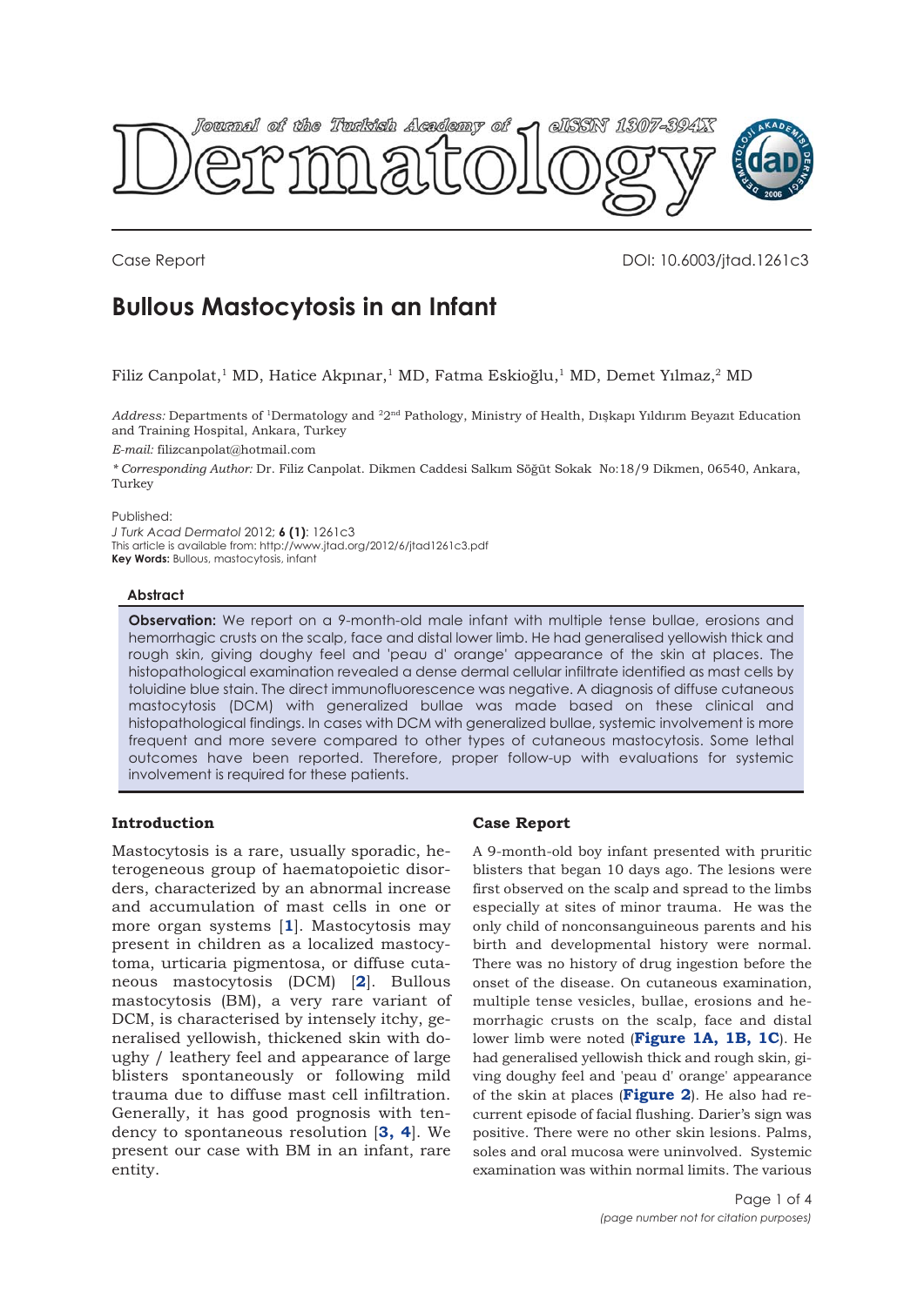Case Report

DOI: 10.6003/jtad.1261c3

# Bullous Mastocytosis in an Infant

Filiz Canpolat,[1] MD, Hatice Akpınar,[1] MD, Fatma Eskioğlu,[1] MD, Demet Yılmaz,[2] MD

*Address:* Departments of [1]Dermatology and [2]2[nd] Pathology, Ministry of Health, Dışkapı Yıldırım Beyazıt Education and Training Hospital, Ankara, Turkey

*E-mail:* filizcanpolat@hotmail.com

*\* Corresponding Author:* Dr. Filiz Canpolat. Dikmen Caddesi Salkım Söğüt Sokak No:18/9 Dikmen, 06540, Ankara, Turkey

Published:

*J Turk Acad Dermatol* 2012; **6 (1)**: 1261c3

This article is available from: http://www.jtad.org/2012/6/jtad1261c3.pdf

**Key Words:** Bullous, mastocytosis, infant

## Abstract

**Observation:** We report on a 9-month-old male infant with multiple tense bullae, erosions and hemorrhagic crusts on the scalp, face and distal lower limb. He had generalised yellowish thick and rough skin, giving doughy feel and 'peau d' orange' appearance of the skin at places. The histopathological examination revealed a dense dermal cellular infiltrate identified as mast cells by toluidine blue stain. The direct immunofluorescence was negative. A diagnosis of diffuse cutaneous mastocytosis (DCM) with generalized bullae was made based on these clinical and histopathological findings. In cases with DCM with generalized bullae, systemic involvement is more frequent and more severe compared to other types of cutaneous mastocytosis. Some lethal outcomes have been reported. Therefore, proper follow-up with evaluations for systemic involvement is required for these patients.

## Introduction

Mastocytosis is a rare, usually sporadic, heterogeneous group of haematopoietic disorders, characterized by an abnormal increase and accumulation of mast cells in one or more organ systems [**1**]. Mastocytosis may present in children as a localized mastocytoma, urticaria pigmentosa, or diffuse cutaneous mastocytosis (DCM) [**2**]. Bullous mastocytosis (BM), a very rare variant of DCM, is characterised by intensely itchy, generalised yellowish, thickened skin with doughy / leathery feel and appearance of large blisters spontaneously or following mild trauma due to diffuse mast cell infiltration. Generally, it has good prognosis with tendency to spontaneous resolution [**3, 4**]. We present our case with BM in an infant, rare entity.

## Case Report

A 9-month-old boy infant presented with pruritic blisters that began 10 days ago. The lesions were first observed on the scalp and spread to the limbs especially at sites of minor trauma. He was the only child of nonconsanguineous parents and his birth and developmental history were normal. There was no history of drug ingestion before the onset of the disease. On cutaneous examination, multiple tense vesicles, bullae, erosions and hemorrhagic crusts on the scalp, face and distal lower limb were noted (**Figure 1A, 1B, 1C**). He had generalised yellowish thick and rough skin, giving doughy feel and 'peau d' orange' appearance of the skin at places (**Figure 2**). He also had recurrent episode of facial flushing. Darier's sign was positive. There were no other skin lesions. Palms, soles and oral mucosa were uninvolved. Systemic examination was within normal limits. The various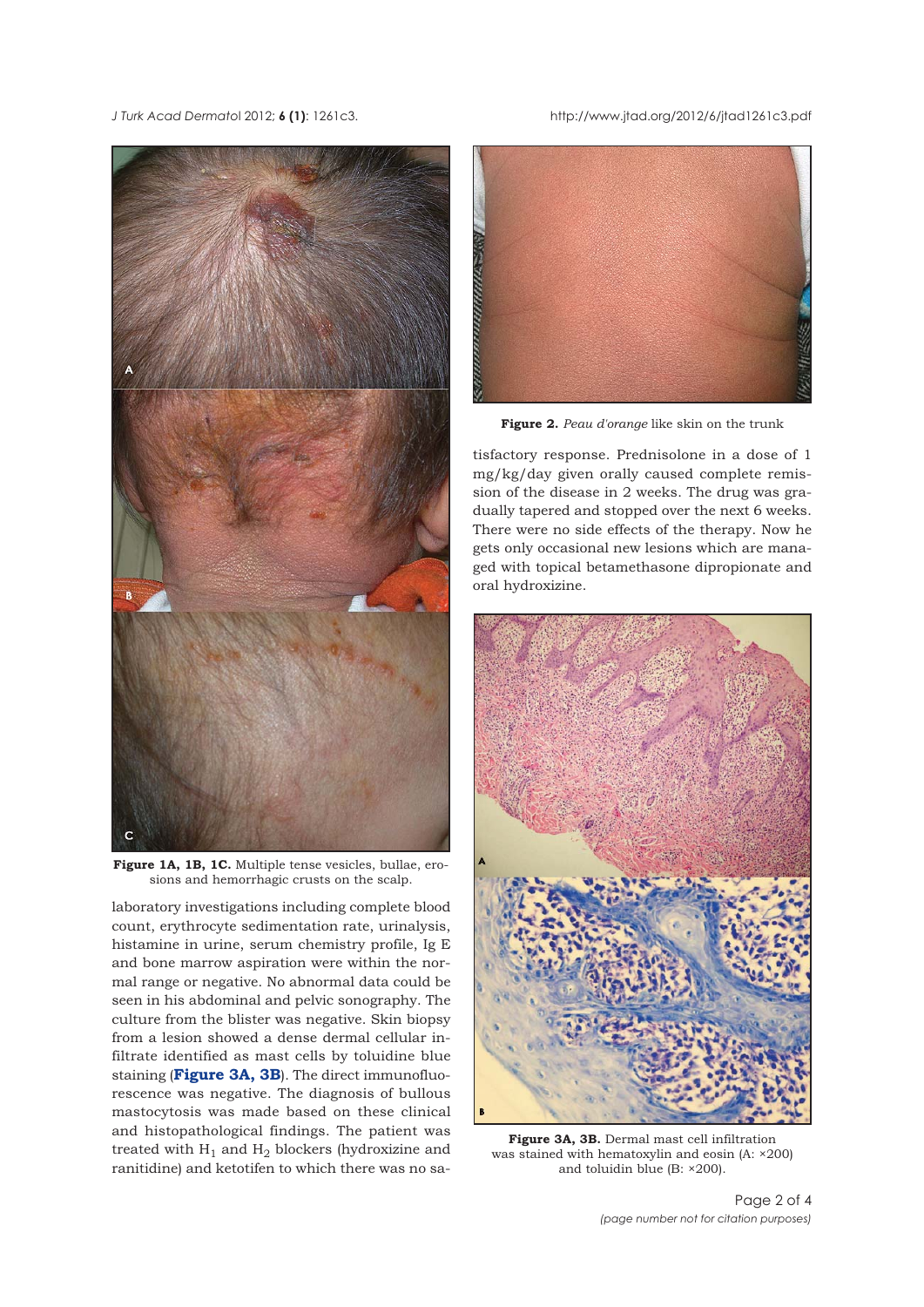**Figure 1A, 1B, 1C.** Multiple tense vesicles, bullae, erosions and hemorrhagic crusts on the scalp.

laboratory investigations including complete blood count, erythrocyte sedimentation rate, urinalysis, histamine in urine, serum chemistry profile, Ig E and bone marrow aspiration were within the normal range or negative. No abnormal data could be seen in his abdominal and pelvic sonography. The culture from the blister was negative. Skin biopsy from a lesion showed a dense dermal cellular infiltrate identified as mast cells by toluidine blue staining (**Figure 3A, 3B**). The direct immunofluorescence was negative. The diagnosis of bullous mastocytosis was made based on these clinical and histopathological findings. The patient was treated with $H_1$ and $H_2$ blockers (hydroxizine and ranitidine) and ketotifen to which there was no satisfactory response. Prednisolone in a dose of 1 mg/kg/day given orally caused complete remission of the disease in 2 weeks. The drug was gradually tapered and stopped over the next 6 weeks. There were no side effects of the therapy. Now he gets only occasional new lesions which are managed with topical betamethasone dipropionate and oral hydroxizine.

**Figure 2.** *Peau d'orange* like skin on the trunk

**Figure 3A, 3B.** Dermal mast cell infiltration was stained with hematoxylin and eosin (A: ×200) and toluidin blue (B: ×200).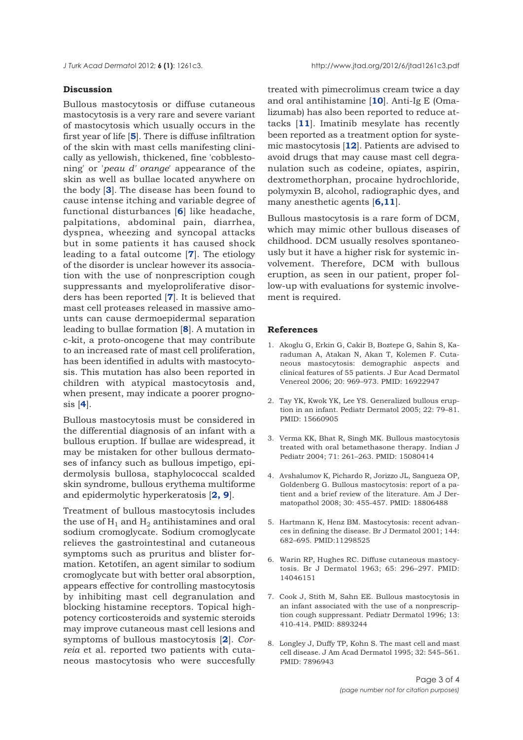## Discussion

Bullous mastocytosis or diffuse cutaneous mastocytosis is a very rare and severe variant of mastocytosis which usually occurs in the first year of life [5]. There is diffuse infiltration of the skin with mast cells manifesting clinically as yellowish, thickened, fine 'cobblestoning' or '*peau d' orange*' appearance of the skin as well as bullae located anywhere on the body [3]. The disease has been found to cause intense itching and variable degree of functional disturbances [6] like headache, palpitations, abdominal pain, diarrhea, dyspnea, wheezing and syncopal attacks but in some patients it has caused shock leading to a fatal outcome [7]. The etiology of the disorder is unclear however its association with the use of nonprescription cough suppressants and myeloproliferative disorders has been reported [7]. It is believed that mast cell proteases released in massive amounts can cause dermoepidermal separation leading to bullae formation [8]. A mutation in c-kit, a proto-oncogene that may contribute to an increased rate of mast cell proliferation, has been identified in adults with mastocytosis. This mutation has also been reported in children with atypical mastocytosis and, when present, may indicate a poorer prognosis [4].

Bullous mastocytosis must be considered in the differential diagnosis of an infant with a bullous eruption. If bullae are widespread, it may be mistaken for other bullous dermatoses of infancy such as bullous impetigo, epidermolysis bullosa, staphylococcal scalded skin syndrome, bullous erythema multiforme and epidermolytic hyperkeratosis [2, 9].

Treatment of bullous mastocytosis includes the use of $H_1$ and $H_2$ antihistamines and oral sodium cromoglycate. Sodium cromoglycate relieves the gastrointestinal and cutaneous symptoms such as pruritus and blister formation. Ketotifen, an agent similar to sodium cromoglycate but with better oral absorption, appears effective for controlling mastocytosis by inhibiting mast cell degranulation and blocking histamine receptors. Topical high-potency corticosteroids and systemic steroids may improve cutaneous mast cell lesions and symptoms of bullous mastocytosis [2]. *Correia* et al. reported two patients with cutaneous mastocytosis who were succesfully treated with pimecrolimus cream twice a day and oral antihistamine [10]. Anti-Ig E (Omalizumab) has also been reported to reduce attacks [11]. Imatinib mesylate has recently been reported as a treatment option for systemic mastocytosis [12]. Patients are advised to avoid drugs that may cause mast cell degranulation such as codeine, opiates, aspirin, dextromethorphan, procaine hydrochloride, polymyxin B, alcohol, radiographic dyes, and many anesthetic agents [6,11].

Bullous mastocytosis is a rare form of DCM, which may mimic other bullous diseases of childhood. DCM usually resolves spontaneously but it have a higher risk for systemic involvement. Therefore, DCM with bullous eruption, as seen in our patient, proper follow-up with evaluations for systemic involvement is required.

## References

1. Akoglu G, Erkin G, Cakir B, Boztepe G, Sahin S, Karaduman A, Atakan N, Akan T, Kolemen F. Cutaneous mastocytosis: demographic aspects and clinical features of 55 patients. J Eur Acad Dermatol Venereol 2006; 20: 969–973. PMID: 16922947
2. Tay YK, Kwok YK, Lee YS. Generalized bullous eruption in an infant. Pediatr Dermatol 2005; 22: 79–81. PMID: 15660905
3. Verma KK, Bhat R, Singh MK. Bullous mastocytosis treated with oral betamethasone therapy. Indian J Pediatr 2004; 71: 261–263. PMID: 15080414
4. Avshalumov K, Pichardo R, Jorizzo JL, Sangueza OP, Goldenberg G. Bullous mastocytosis: report of a patient and a brief review of the literature. Am J Dermatopathol 2008; 30: 455-457. PMID: 18806488
5. Hartmann K, Henz BM. Mastocytosis: recent advances in defining the disease. Br J Dermatol 2001; 144: 682–695. PMID:11298525
6. Warin RP, Hughes RC. Diffuse cutaneous mastocytosis. Br J Dermatol 1963; 65: 296–297. PMID: 14046151
7. Cook J, Stith M, Sahn EE. Bullous mastocytosis in an infant associated with the use of a nonprescription cough suppressant. Pediatr Dermatol 1996; 13: 410-414. PMID: 8893244
8. Longley J, Duffy TP, Kohn S. The mast cell and mast cell disease. J Am Acad Dermatol 1995; 32: 545–561. PMID: 7896943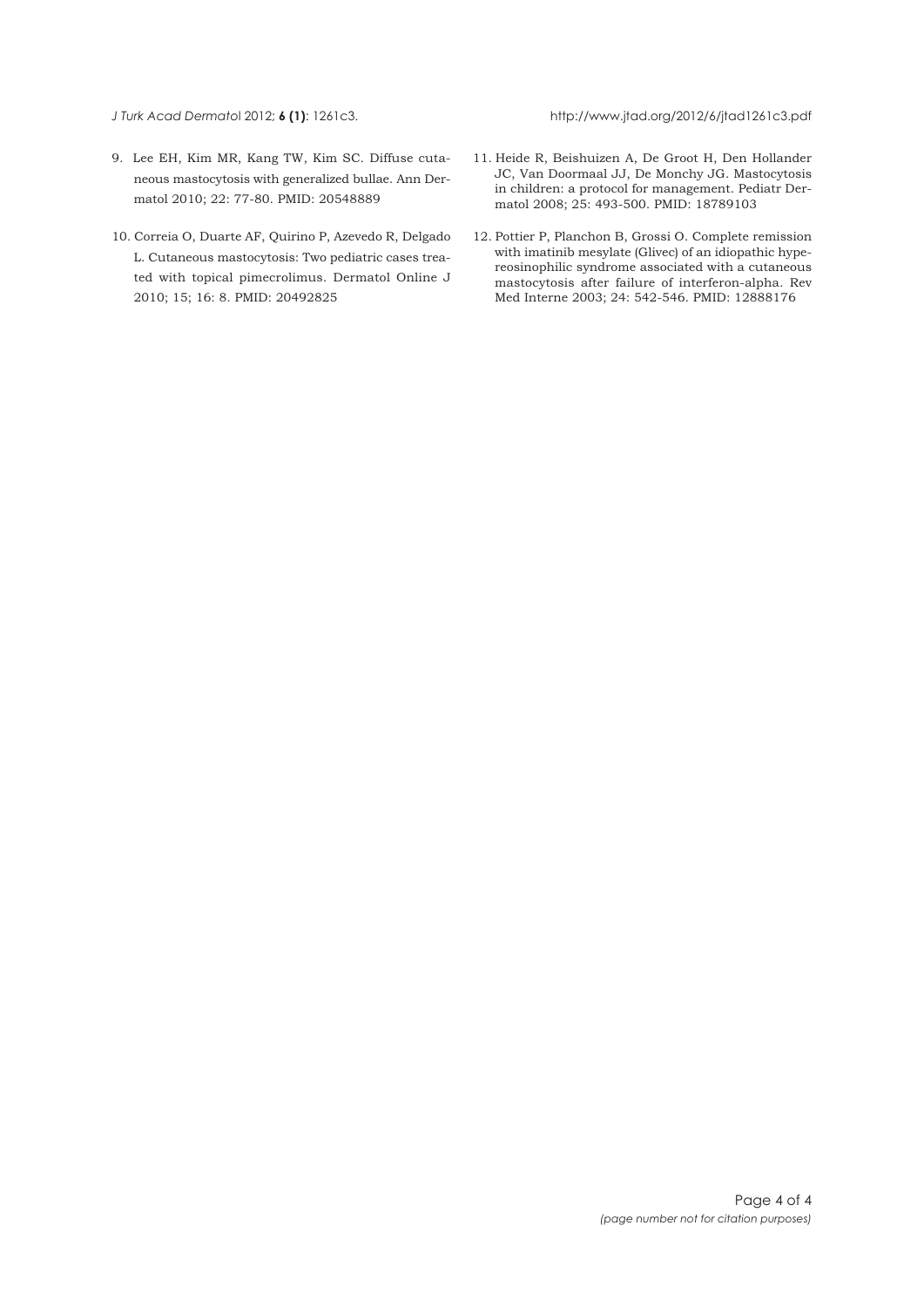9. Lee EH, Kim MR, Kang TW, Kim SC. Diffuse cutaneous mastocytosis with generalized bullae. Ann Dermatol 2010; 22: 77-80. PMID: 20548889

10. Correia O, Duarte AF, Quirino P, Azevedo R, Delgado L. Cutaneous mastocytosis: Two pediatric cases treated with topical pimecrolimus. Dermatol Online J 2010; 15; 16: 8. PMID: 20492825

11. Heide R, Beishuizen A, De Groot H, Den Hollander JC, Van Doormaal JJ, De Monchy JG. Mastocytosis in children: a protocol for management. Pediatr Dermatol 2008; 25: 493-500. PMID: 18789103

12. Pottier P, Planchon B, Grossi O. Complete remission with imatinib mesylate (Glivec) of an idiopathic hypereosinophilic syndrome associated with a cutaneous mastocytosis after failure of interferon-alpha. Rev Med Interne 2003; 24: 542-546. PMID: 12888176